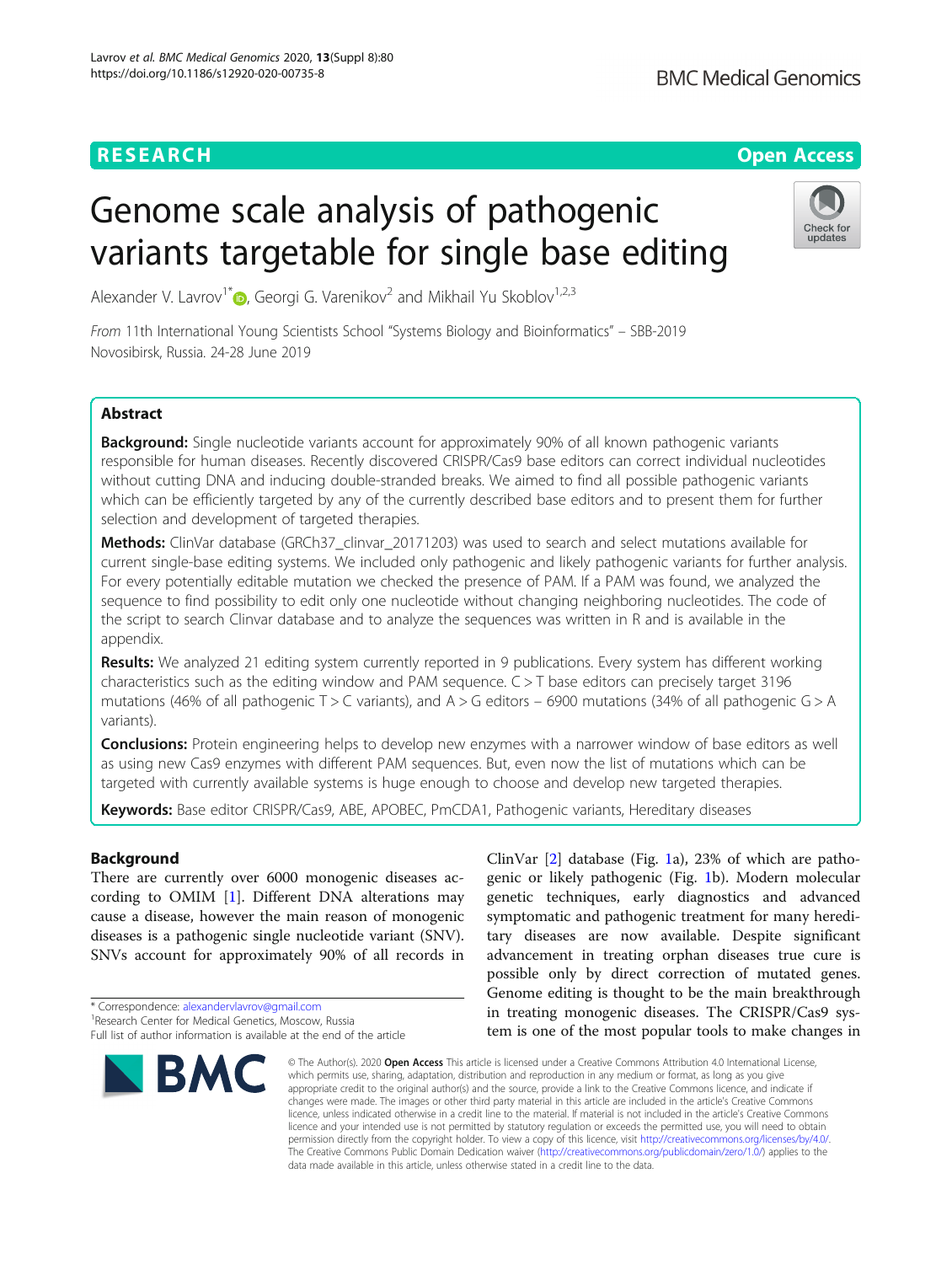RESEARCH

Open Access

# Genome scale analysis of pathogenic variants targetable for single base editing

Alexander V. Lavrov[1*], Georgi G. Varenikov[2] and Mikhail Yu Skoblov[1,2,3]

*From* 11th International Young Scientists School "Systems Biology and Bioinformatics" – SBB-2019
Novosibirsk, Russia. 24-28 June 2019

## Abstract

**Background:** Single nucleotide variants account for approximately 90% of all known pathogenic variants responsible for human diseases. Recently discovered CRISPR/Cas9 base editors can correct individual nucleotides without cutting DNA and inducing double-stranded breaks. We aimed to find all possible pathogenic variants which can be efficiently targeted by any of the currently described base editors and to present them for further selection and development of targeted therapies.

**Methods:** ClinVar database (GRCh37_clinvar_20171203) was used to search and select mutations available for current single-base editing systems. We included only pathogenic and likely pathogenic variants for further analysis. For every potentially editable mutation we checked the presence of PAM. If a PAM was found, we analyzed the sequence to find possibility to edit only one nucleotide without changing neighboring nucleotides. The code of the script to search Clinvar database and to analyze the sequences was written in R and is available in the appendix.

**Results:** We analyzed 21 editing system currently reported in 9 publications. Every system has different working characteristics such as the editing window and PAM sequence. C > T base editors can precisely target 3196 mutations (46% of all pathogenic T > C variants), and A > G editors – 6900 mutations (34% of all pathogenic G > A variants).

**Conclusions:** Protein engineering helps to develop new enzymes with a narrower window of base editors as well as using new Cas9 enzymes with different PAM sequences. But, even now the list of mutations which can be targeted with currently available systems is huge enough to choose and develop new targeted therapies.

**Keywords:** Base editor CRISPR/Cas9, ABE, APOBEC, PmCDA1, Pathogenic variants, Hereditary diseases

## Background

There are currently over 6000 monogenic diseases according to OMIM [1]. Different DNA alterations may cause a disease, however the main reason of monogenic diseases is a pathogenic single nucleotide variant (SNV). SNVs account for approximately 90% of all records in ClinVar [2] database (Fig. 1a), 23% of which are pathogenic or likely pathogenic (Fig. 1b). Modern molecular genetic techniques, early diagnostics and advanced symptomatic and pathogenic treatment for many hereditary diseases are now available. Despite significant advancement in treating orphan diseases true cure is possible only by direct correction of mutated genes. Genome editing is thought to be the main breakthrough in treating monogenic diseases. The CRISPR/Cas9 system is one of the most popular tools to make changes in

* Correspondence: alexandervlavrov@gmail.com
[1]Research Center for Medical Genetics, Moscow, Russia
Full list of author information is available at the end of the article

© The Author(s). 2020 **Open Access** This article is licensed under a Creative Commons Attribution 4.0 International License, which permits use, sharing, adaptation, distribution and reproduction in any medium or format, as long as you give appropriate credit to the original author(s) and the source, provide a link to the Creative Commons licence, and indicate if changes were made. The images or other third party material in this article are included in the article's Creative Commons licence, unless indicated otherwise in a credit line to the material. If material is not included in the article's Creative Commons licence and your intended use is not permitted by statutory regulation or exceeds the permitted use, you will need to obtain permission directly from the copyright holder. To view a copy of this licence, visit http://creativecommons.org/licenses/by/4.0/. The Creative Commons Public Domain Dedication waiver (http://creativecommons.org/publicdomain/zero/1.0/) applies to the data made available in this article, unless otherwise stated in a credit line to the data.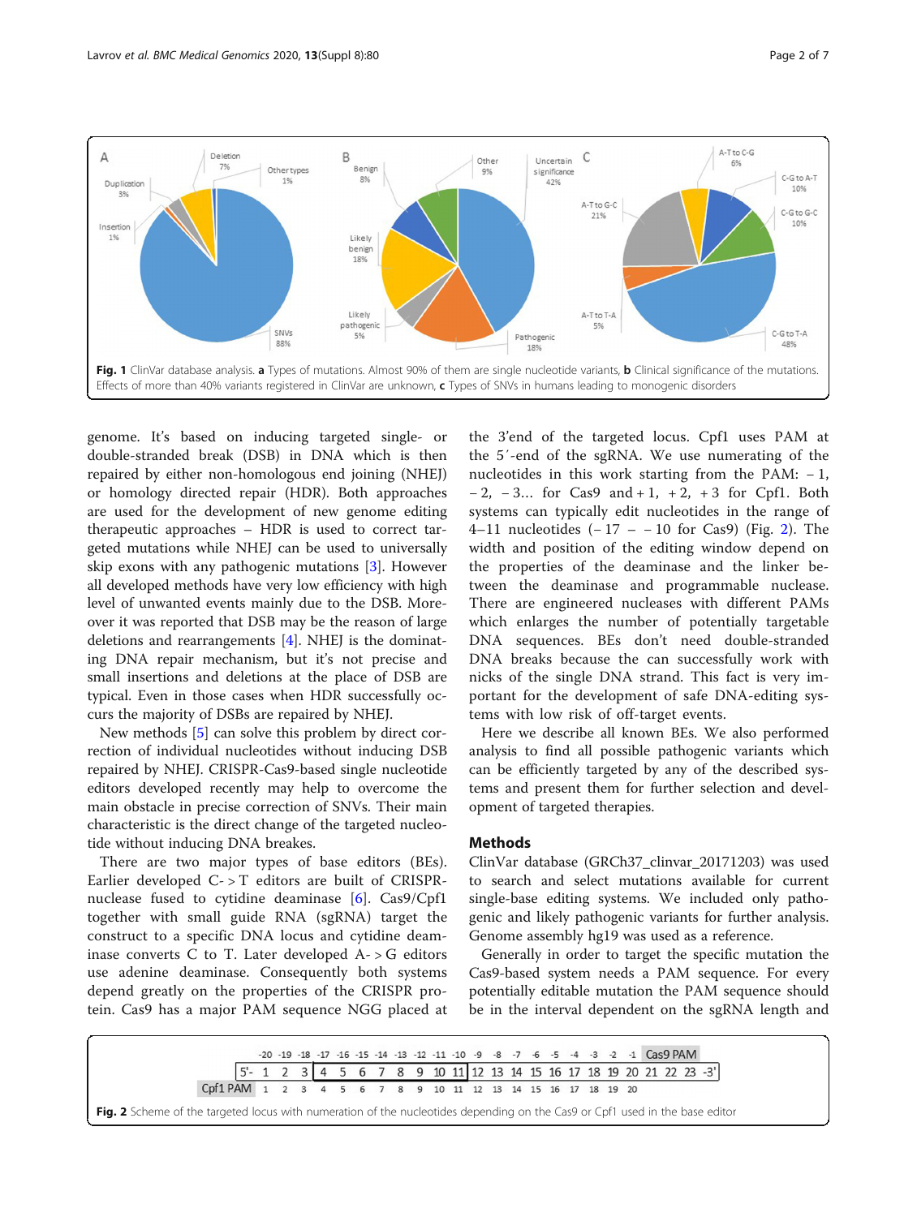Fig. 1 ClinVar database analysis. **a** Types of mutations. Almost 90% of them are single nucleotide variants, **b** Clinical significance of the mutations. Effects of more than 40% variants registered in ClinVar are unknown, **c** Types of SNVs in humans leading to monogenic disorders

genome. It's based on inducing targeted single- or double-stranded break (DSB) in DNA which is then repaired by either non-homologous end joining (NHEJ) or homology directed repair (HDR). Both approaches are used for the development of new genome editing therapeutic approaches – HDR is used to correct targeted mutations while NHEJ can be used to universally skip exons with any pathogenic mutations [3]. However all developed methods have very low efficiency with high level of unwanted events mainly due to the DSB. Moreover it was reported that DSB may be the reason of large deletions and rearrangements [4]. NHEJ is the dominating DNA repair mechanism, but it's not precise and small insertions and deletions at the place of DSB are typical. Even in those cases when HDR successfully occurs the majority of DSBs are repaired by NHEJ.

New methods [5] can solve this problem by direct correction of individual nucleotides without inducing DSB repaired by NHEJ. CRISPR-Cas9-based single nucleotide editors developed recently may help to overcome the main obstacle in precise correction of SNVs. Their main characteristic is the direct change of the targeted nucleotide without inducing DNA breakes.

There are two major types of base editors (BEs). Earlier developed C- > T editors are built of CRISPR-nuclease fused to cytidine deaminase [6]. Cas9/Cpf1 together with small guide RNA (sgRNA) target the construct to a specific DNA locus and cytidine deaminase converts C to T. Later developed A- > G editors use adenine deaminase. Consequently both systems depend greatly on the properties of the CRISPR protein. Cas9 has a major PAM sequence NGG placed at the 3'end of the targeted locus. Cpf1 uses PAM at the 5′-end of the sgRNA. We use numerating of the nucleotides in this work starting from the PAM: − 1, − 2, − 3... for Cas9 and + 1, + 2, + 3 for Cpf1. Both systems can typically edit nucleotides in the range of 4–11 nucleotides (− 17 – − 10 for Cas9) (Fig. 2). The width and position of the editing window depend on the properties of the deaminase and the linker between the deaminase and programmable nuclease. There are engineered nucleases with different PAMs which enlarges the number of potentially targetable DNA sequences. BEs don't need double-stranded DNA breaks because the can successfully work with nicks of the single DNA strand. This fact is very important for the development of safe DNA-editing systems with low risk of off-target events.

Here we describe all known BEs. We also performed analysis to find all possible pathogenic variants which can be efficiently targeted by any of the described systems and present them for further selection and development of targeted therapies.

## Methods

ClinVar database (GRCh37_clinvar_20171203) was used to search and select mutations available for current single-base editing systems. We included only pathogenic and likely pathogenic variants for further analysis. Genome assembly hg19 was used as a reference.

Generally in order to target the specific mutation the Cas9-based system needs a PAM sequence. For every potentially editable mutation the PAM sequence should be in the interval dependent on the sgRNA length and

| | -20 | -19 | -18 | -17 | -16 | -15 | -14 | -13 | -12 | -11 | -10 | -9 | -8 | -7 | -6 | -5 | -4 | -3 | -2 | -1 | Cas9 PAM |
|---|---|---|---|---|---|---|---|---|---|---|---|---|---|---|---|---|---|---|---|---|---|
| 5'- | 1 | 2 | 3 | 4 | 5 | 6 | 7 | 8 | 9 | 10 | 11 | 12 | 13 | 14 | 15 | 16 | 17 | 18 | 19 | 20 | 21 22 23 -3' |
| Cpf1 PAM | 1 | 2 | 3 | 4 | 5 | 6 | 7 | 8 | 9 | 10 | 11 | 12 | 13 | 14 | 15 | 16 | 17 | 18 | 19 | 20 | |

Fig. 2 Scheme of the targeted locus with numeration of the nucleotides depending on the Cas9 or Cpf1 used in the base editor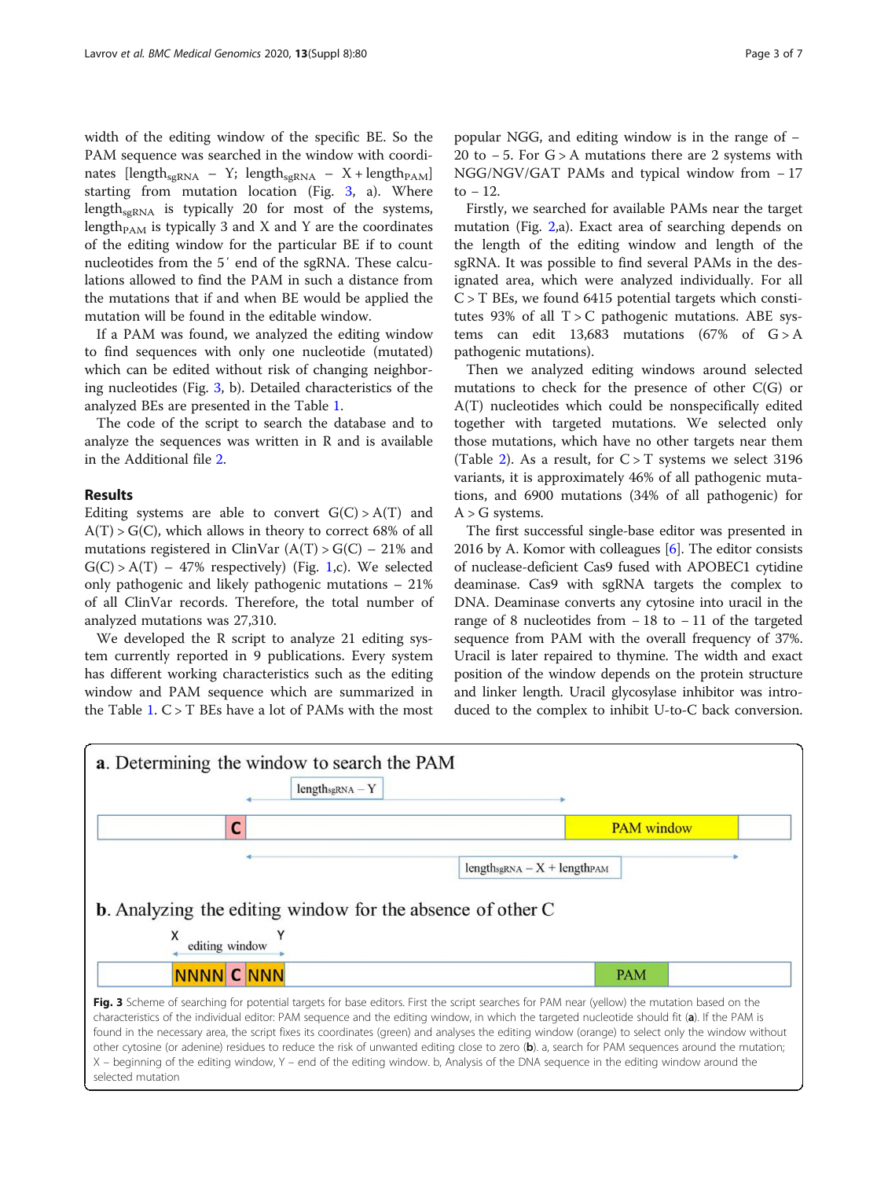width of the editing window of the specific BE. So the PAM sequence was searched in the window with coordinates [$length_{sgRNA}$ – Y; $length_{sgRNA}$ – X + $length_{PAM}$] starting from mutation location (Fig. 3, a). Where $length_{sgRNA}$ is typically 20 for most of the systems, $length_{PAM}$ is typically 3 and X and Y are the coordinates of the editing window for the particular BE if to count nucleotides from the 5′ end of the sgRNA. These calculations allowed to find the PAM in such a distance from the mutations that if and when BE would be applied the mutation will be found in the editable window.

If a PAM was found, we analyzed the editing window to find sequences with only one nucleotide (mutated) which can be edited without risk of changing neighboring nucleotides (Fig. 3, b). Detailed characteristics of the analyzed BEs are presented in the Table 1.

The code of the script to search the database and to analyze the sequences was written in R and is available in the Additional file 2.

## Results

Editing systems are able to convert G(C) > A(T) and A(T) > G(C), which allows in theory to correct 68% of all mutations registered in ClinVar (A(T) > G(C) – 21% and G(C) > A(T) – 47% respectively) (Fig. 1,c). We selected only pathogenic and likely pathogenic mutations – 21% of all ClinVar records. Therefore, the total number of analyzed mutations was 27,310.

We developed the R script to analyze 21 editing system currently reported in 9 publications. Every system has different working characteristics such as the editing window and PAM sequence which are summarized in the Table 1. C > T BEs have a lot of PAMs with the most popular NGG, and editing window is in the range of −20 to −5. For G > A mutations there are 2 systems with NGG/NGV/GAT PAMs and typical window from −17 to −12.

Firstly, we searched for available PAMs near the target mutation (Fig. 2,a). Exact area of searching depends on the length of the editing window and length of the sgRNA. It was possible to find several PAMs in the designated area, which were analyzed individually. For all C > T BEs, we found 6415 potential targets which constitutes 93% of all T > C pathogenic mutations. ABE systems can edit 13,683 mutations (67% of G > A pathogenic mutations).

Then we analyzed editing windows around selected mutations to check for the presence of other C(G) or A(T) nucleotides which could be nonspecifically edited together with targeted mutations. We selected only those mutations, which have no other targets near them (Table 2). As a result, for C > T systems we select 3196 variants, it is approximately 46% of all pathogenic mutations, and 6900 mutations (34% of all pathogenic) for A > G systems.

The first successful single-base editor was presented in 2016 by A. Komor with colleagues [6]. The editor consists of nuclease-deficient Cas9 fused with APOBEC1 cytidine deaminase. Cas9 with sgRNA targets the complex to DNA. Deaminase converts any cytosine into uracil in the range of 8 nucleotides from −18 to −11 of the targeted sequence from PAM with the overall frequency of 37%. Uracil is later repaired to thymine. The width and exact position of the window depends on the protein structure and linker length. Uracil glycosylase inhibitor was introduced to the complex to inhibit U-to-C back conversion.

**a.** Determining the window to search the PAM

$length_{sgRNA}$ – Y

C | PAM window

$length_{sgRNA}$ – X + $length_{PAM}$

**b.** Analyzing the editing window for the absence of other C

X editing window Y

NNNN C NNN | PAM

**Fig. 3** Scheme of searching for potential targets for base editors. First the script searches for PAM near (yellow) the mutation based on the characteristics of the individual editor: PAM sequence and the editing window, in which the targeted nucleotide should fit (**a**). If the PAM is found in the necessary area, the script fixes its coordinates (green) and analyses the editing window (orange) to select only the window without other cytosine (or adenine) residues to reduce the risk of unwanted editing close to zero (**b**). a, search for PAM sequences around the mutation; X – beginning of the editing window, Y – end of the editing window. b, Analysis of the DNA sequence in the editing window around the selected mutation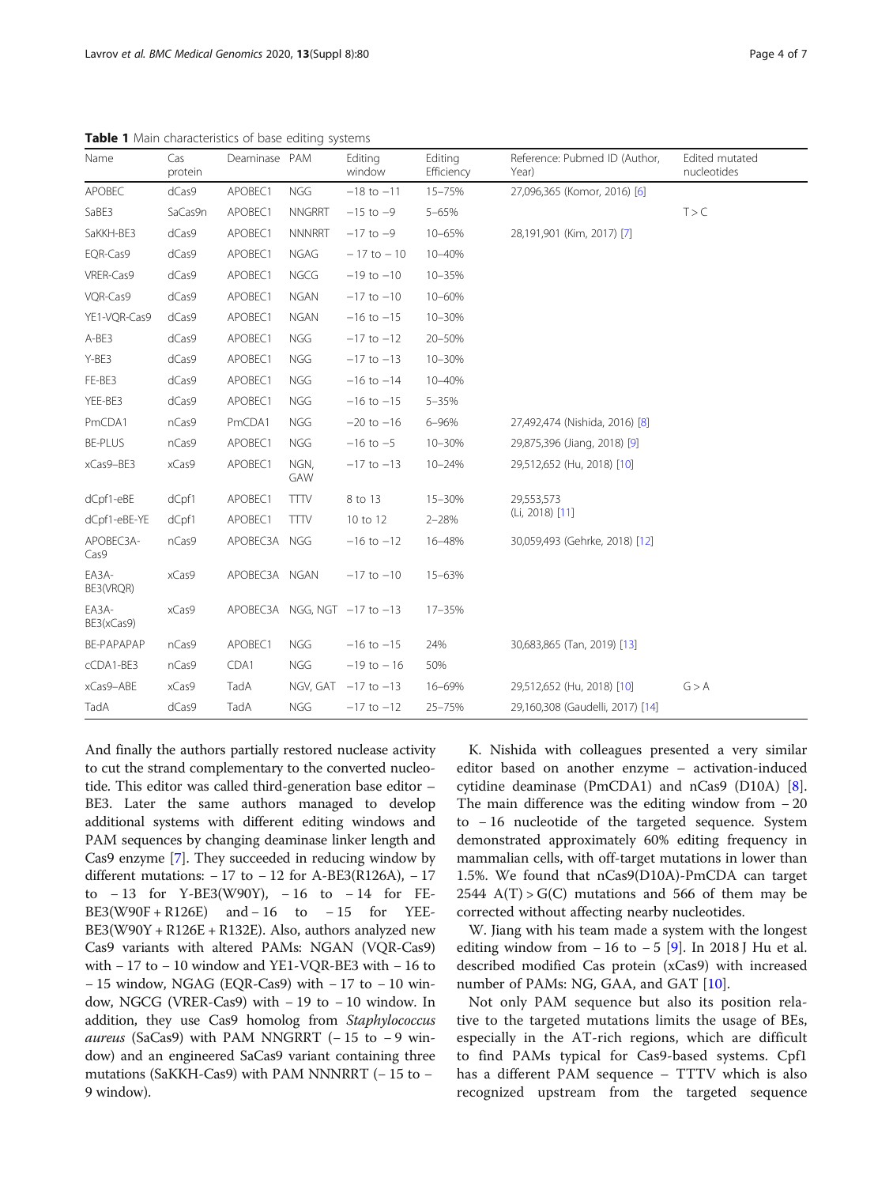**Table 1** Main characteristics of base editing systems

| Name | Cas protein | Deaminase | PAM | Editing window | Editing Efficiency | Reference: Pubmed ID (Author, Year) | Edited mutated nucleotides |
|---|---|---|---|---|---|---|---|
| APOBEC | dCas9 | APOBEC1 | NGG | −18 to −11 | 15–75% | 27,096,365 (Komor, 2016) [6] | |
| SaBE3 | SaCas9n | APOBEC1 | NNGRRT | −15 to −9 | 5–65% | | T > C |
| SaKKH-BE3 | dCas9 | APOBEC1 | NNNRRT | −17 to −9 | 10–65% | 28,191,901 (Kim, 2017) [7] | |
| EQR-Cas9 | dCas9 | APOBEC1 | NGAG | − 17 to − 10 | 10–40% | | |
| VRER-Cas9 | dCas9 | APOBEC1 | NGCG | −19 to −10 | 10–35% | | |
| VQR-Cas9 | dCas9 | APOBEC1 | NGAN | −17 to −10 | 10–60% | | |
| YE1-VQR-Cas9 | dCas9 | APOBEC1 | NGAN | −16 to −15 | 10–30% | | |
| A-BE3 | dCas9 | APOBEC1 | NGG | −17 to −12 | 20–50% | | |
| Y-BE3 | dCas9 | APOBEC1 | NGG | −17 to −13 | 10–30% | | |
| FE-BE3 | dCas9 | APOBEC1 | NGG | −16 to −14 | 10–40% | | |
| YEE-BE3 | dCas9 | APOBEC1 | NGG | −16 to −15 | 5–35% | | |
| PmCDA1 | nCas9 | PmCDA1 | NGG | −20 to −16 | 6–96% | 27,492,474 (Nishida, 2016) [8] | |
| BE-PLUS | nCas9 | APOBEC1 | NGG | −16 to −5 | 10–30% | 29,875,396 (Jiang, 2018) [9] | |
| xCas9–BE3 | xCas9 | APOBEC1 | NGN, GAW | −17 to −13 | 10–24% | 29,512,652 (Hu, 2018) [10] | |
| dCpf1-eBE | dCpf1 | APOBEC1 | TTTV | 8 to 13 | 15–30% | 29,553,573 (Li, 2018) [11] | |
| dCpf1-eBE-YE | dCpf1 | APOBEC1 | TTTV | 10 to 12 | 2–28% | | |
| APOBEC3A-Cas9 | nCas9 | APOBEC3A | NGG | −16 to −12 | 16–48% | 30,059,493 (Gehrke, 2018) [12] | |
| EA3A-BE3(VRQR) | xCas9 | APOBEC3A | NGAN | −17 to −10 | 15–63% | | |
| EA3A-BE3(xCas9) | xCas9 | APOBEC3A | NGG, NGT | −17 to −13 | 17–35% | | |
| BE-PAPAPAP | nCas9 | APOBEC1 | NGG | −16 to −15 | 24% | 30,683,865 (Tan, 2019) [13] | |
| cCDA1-BE3 | nCas9 | CDA1 | NGG | −19 to − 16 | 50% | | |
| xCas9–ABE | xCas9 | TadA | NGV, GAT | −17 to −13 | 16–69% | 29,512,652 (Hu, 2018) [10] | G > A |
| TadA | dCas9 | TadA | NGG | −17 to −12 | 25–75% | 29,160,308 (Gaudelli, 2017) [14] | |

And finally the authors partially restored nuclease activity to cut the strand complementary to the converted nucleotide. This editor was called third-generation base editor – BE3. Later the same authors managed to develop additional systems with different editing windows and PAM sequences by changing deaminase linker length and Cas9 enzyme [7]. They succeeded in reducing window by different mutations: − 17 to − 12 for A-BE3(R126A), − 17 to − 13 for Y-BE3(W90Y), − 16 to − 14 for FE-BE3(W90F + R126E) and − 16 to − 15 for YEE-BE3(W90Y + R126E + R132E). Also, authors analyzed new Cas9 variants with altered PAMs: NGAN (VQR-Cas9) with − 17 to − 10 window and YE1-VQR-BE3 with − 16 to − 15 window, NGAG (EQR-Cas9) with − 17 to − 10 window, NGCG (VRER-Cas9) with − 19 to − 10 window. In addition, they use Cas9 homolog from *Staphylococcus aureus* (SaCas9) with PAM NNGRRT (− 15 to − 9 window) and an engineered SaCas9 variant containing three mutations (SaKKH-Cas9) with PAM NNNRRT (− 15 to − 9 window).

K. Nishida with colleagues presented a very similar editor based on another enzyme – activation-induced cytidine deaminase (PmCDA1) and nCas9 (D10A) [8]. The main difference was the editing window from − 20 to − 16 nucleotide of the targeted sequence. System demonstrated approximately 60% editing frequency in mammalian cells, with off-target mutations in lower than 1.5%. We found that nCas9(D10A)-PmCDA can target 2544 A(T) > G(C) mutations and 566 of them may be corrected without affecting nearby nucleotides.

W. Jiang with his team made a system with the longest editing window from − 16 to − 5 [9]. In 2018 J Hu et al. described modified Cas protein (xCas9) with increased number of PAMs: NG, GAA, and GAT [10].

Not only PAM sequence but also its position relative to the targeted mutations limits the usage of BEs, especially in the AT-rich regions, which are difficult to find PAMs typical for Cas9-based systems. Cpf1 has a different PAM sequence – TTTV which is also recognized upstream from the targeted sequence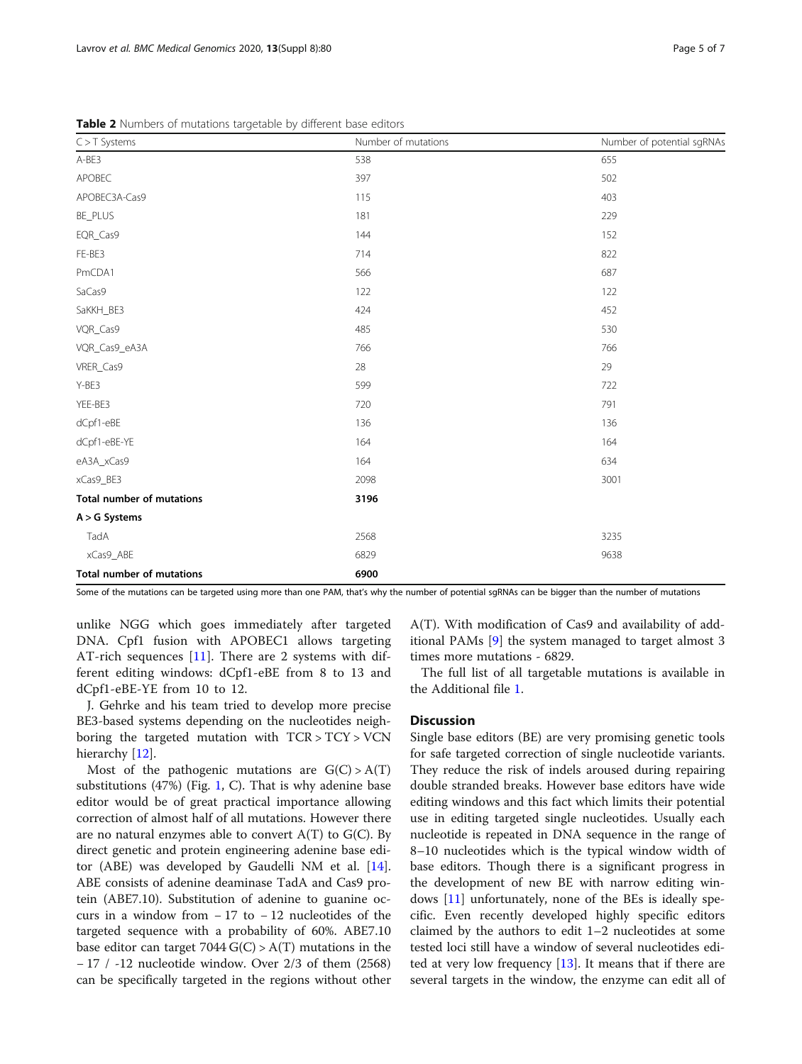**Table 2** Numbers of mutations targetable by different base editors

| C > T Systems | Number of mutations | Number of potential sgRNAs |
|---|---|---|
| A-BE3 | 538 | 655 |
| APOBEC | 397 | 502 |
| APOBEC3A-Cas9 | 115 | 403 |
| BE_PLUS | 181 | 229 |
| EQR_Cas9 | 144 | 152 |
| FE-BE3 | 714 | 822 |
| PmCDA1 | 566 | 687 |
| SaCas9 | 122 | 122 |
| SaKKH_BE3 | 424 | 452 |
| VQR_Cas9 | 485 | 530 |
| VQR_Cas9_eA3A | 766 | 766 |
| VRER_Cas9 | 28 | 29 |
| Y-BE3 | 599 | 722 |
| YEE-BE3 | 720 | 791 |
| dCpf1-eBE | 136 | 136 |
| dCpf1-eBE-YE | 164 | 164 |
| eA3A_xCas9 | 164 | 634 |
| xCas9_BE3 | 2098 | 3001 |
| **Total number of mutations** | **3196** | |
| **A > G Systems** | | |
| TadA | 2568 | 3235 |
| xCas9_ABE | 6829 | 9638 |
| **Total number of mutations** | **6900** | |

Some of the mutations can be targeted using more than one PAM, that's why the number of potential sgRNAs can be bigger than the number of mutations

unlike NGG which goes immediately after targeted DNA. Cpf1 fusion with APOBEC1 allows targeting AT-rich sequences [11]. There are 2 systems with different editing windows: dCpf1-eBE from 8 to 13 and dCpf1-eBE-YE from 10 to 12.

J. Gehrke and his team tried to develop more precise BE3-based systems depending on the nucleotides neighboring the targeted mutation with TCR > TCY > VCN hierarchy [12].

Most of the pathogenic mutations are G(C) > A(T) substitutions (47%) (Fig. 1, C). That is why adenine base editor would be of great practical importance allowing correction of almost half of all mutations. However there are no natural enzymes able to convert A(T) to G(C). By direct genetic and protein engineering adenine base editor (ABE) was developed by Gaudelli NM et al. [14]. ABE consists of adenine deaminase TadA and Cas9 protein (ABE7.10). Substitution of adenine to guanine occurs in a window from − 17 to − 12 nucleotides of the targeted sequence with a probability of 60%. ABE7.10 base editor can target 7044 G(C) > A(T) mutations in the − 17 / -12 nucleotide window. Over 2/3 of them (2568) can be specifically targeted in the regions without other A(T). With modification of Cas9 and availability of additional PAMs [9] the system managed to target almost 3 times more mutations - 6829.

The full list of all targetable mutations is available in the Additional file 1.

## Discussion

Single base editors (BE) are very promising genetic tools for safe targeted correction of single nucleotide variants. They reduce the risk of indels aroused during repairing double stranded breaks. However base editors have wide editing windows and this fact which limits their potential use in editing targeted single nucleotides. Usually each nucleotide is repeated in DNA sequence in the range of 8–10 nucleotides which is the typical window width of base editors. Though there is a significant progress in the development of new BE with narrow editing windows [11] unfortunately, none of the BEs is ideally specific. Even recently developed highly specific editors claimed by the authors to edit 1–2 nucleotides at some tested loci still have a window of several nucleotides edited at very low frequency [13]. It means that if there are several targets in the window, the enzyme can edit all of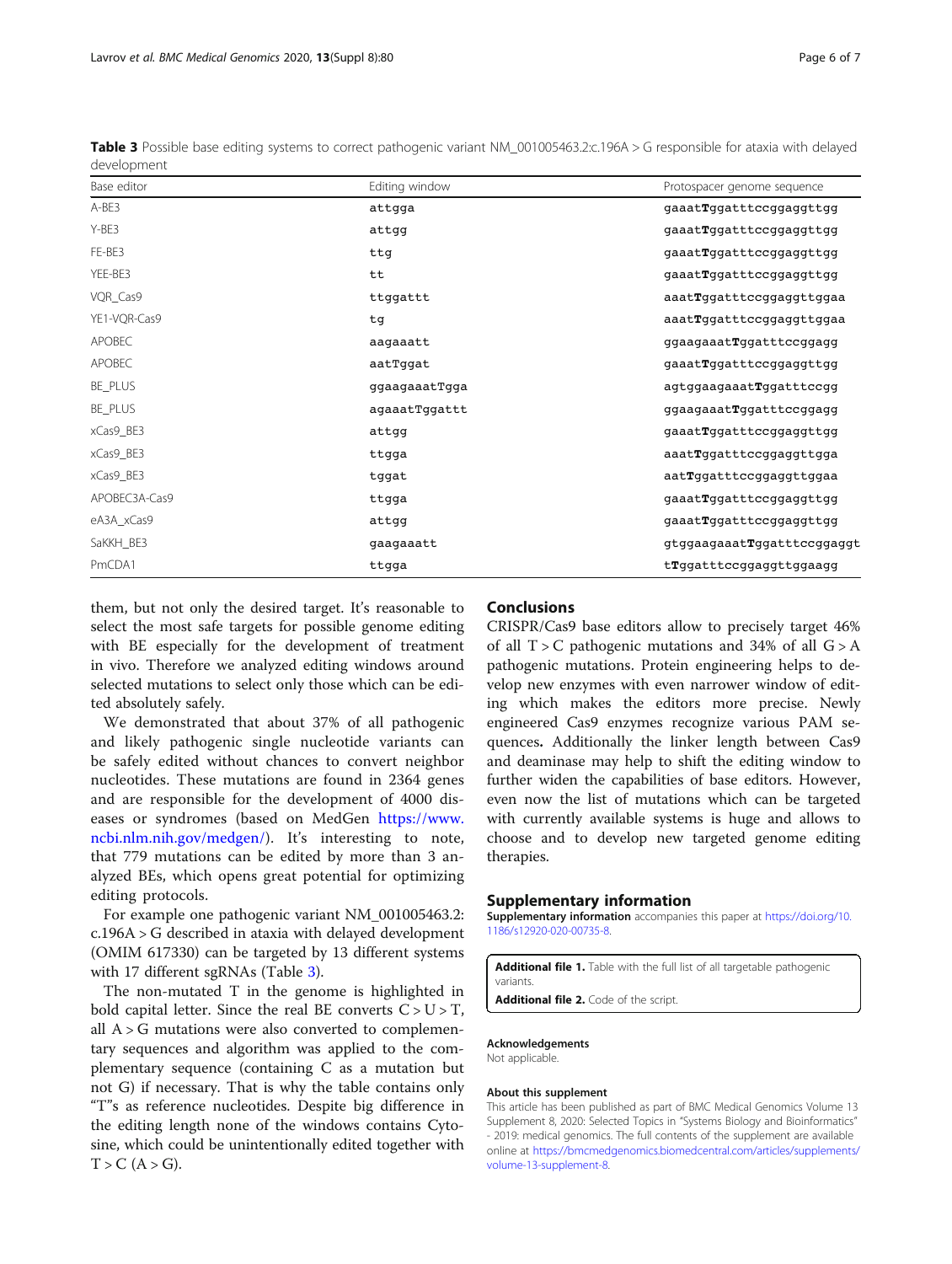**Table 3** Possible base editing systems to correct pathogenic variant NM_001005463.2:c.196A > G responsible for ataxia with delayed development

| Base editor | Editing window | Protospacer genome sequence |
|---|---|---|
| A-BE3 | attgga | gaaat**T**ggatttccggaggttgg |
| Y-BE3 | attgg | gaaat**T**ggatttccggaggttgg |
| FE-BE3 | ttg | gaaat**T**ggatttccggaggttgg |
| YEE-BE3 | tt | gaaat**T**ggatttccggaggttgg |
| VQR_Cas9 | ttggattt | aaat**T**ggatttccggaggttggaa |
| YE1-VQR-Cas9 | tg | aaat**T**ggatttccggaggttggaa |
| APOBEC | aagaaatt | ggaagaaat**T**ggatttccggagg |
| APOBEC | aatTggat | gaaat**T**ggatttccggaggttgg |
| BE_PLUS | ggaagaaatTgga | agtggaagaaat**T**ggatttccgg |
| BE_PLUS | agaaatTggattt | ggaagaaat**T**ggatttccggagg |
| xCas9_BE3 | attgg | gaaat**T**ggatttccggaggttgg |
| xCas9_BE3 | ttgga | aaat**T**ggatttccggaggttgga |
| xCas9_BE3 | tggat | aat**T**ggatttccggaggttggaa |
| APOBEC3A-Cas9 | ttgga | gaaat**T**ggatttccggaggttgg |
| eA3A_xCas9 | attgg | gaaat**T**ggatttccggaggttgg |
| SaKKH_BE3 | gaagaaatt | gtggaagaaat**T**ggatttccggaggt |
| PmCDA1 | ttgga | t**T**ggatttccggaggttggaagg |

them, but not only the desired target. It's reasonable to select the most safe targets for possible genome editing with BE especially for the development of treatment in vivo. Therefore we analyzed editing windows around selected mutations to select only those which can be edited absolutely safely.

We demonstrated that about 37% of all pathogenic and likely pathogenic single nucleotide variants can be safely edited without chances to convert neighbor nucleotides. These mutations are found in 2364 genes and are responsible for the development of 4000 diseases or syndromes (based on MedGen https://www.ncbi.nlm.nih.gov/medgen/). It's interesting to note, that 779 mutations can be edited by more than 3 analyzed BEs, which opens great potential for optimizing editing protocols.

For example one pathogenic variant NM_001005463.2:c.196A > G described in ataxia with delayed development (OMIM 617330) can be targeted by 13 different systems with 17 different sgRNAs (Table 3).

The non-mutated T in the genome is highlighted in bold capital letter. Since the real BE converts C > U > T, all A > G mutations were also converted to complementary sequences and algorithm was applied to the complementary sequence (containing C as a mutation but not G) if necessary. That is why the table contains only "T"s as reference nucleotides. Despite big difference in the editing length none of the windows contains Cytosine, which could be unintentionally edited together with T > C (A > G).

## Conclusions

CRISPR/Cas9 base editors allow to precisely target 46% of all T > C pathogenic mutations and 34% of all G > A pathogenic mutations. Protein engineering helps to develop new enzymes with even narrower window of editing which makes the editors more precise. Newly engineered Cas9 enzymes recognize various PAM sequences**.** Additionally the linker length between Cas9 and deaminase may help to shift the editing window to further widen the capabilities of base editors. However, even now the list of mutations which can be targeted with currently available systems is huge and allows to choose and to develop new targeted genome editing therapies.

## Supplementary information

**Supplementary information** accompanies this paper at https://doi.org/10.1186/s12920-020-00735-8.

**Additional file 1.** Table with the full list of all targetable pathogenic variants.

**Additional file 2.** Code of the script.

#### Acknowledgements

Not applicable.

#### About this supplement

This article has been published as part of BMC Medical Genomics Volume 13 Supplement 8, 2020: Selected Topics in "Systems Biology and Bioinformatics" - 2019: medical genomics. The full contents of the supplement are available online at https://bmcmedgenomics.biomedcentral.com/articles/supplements/volume-13-supplement-8.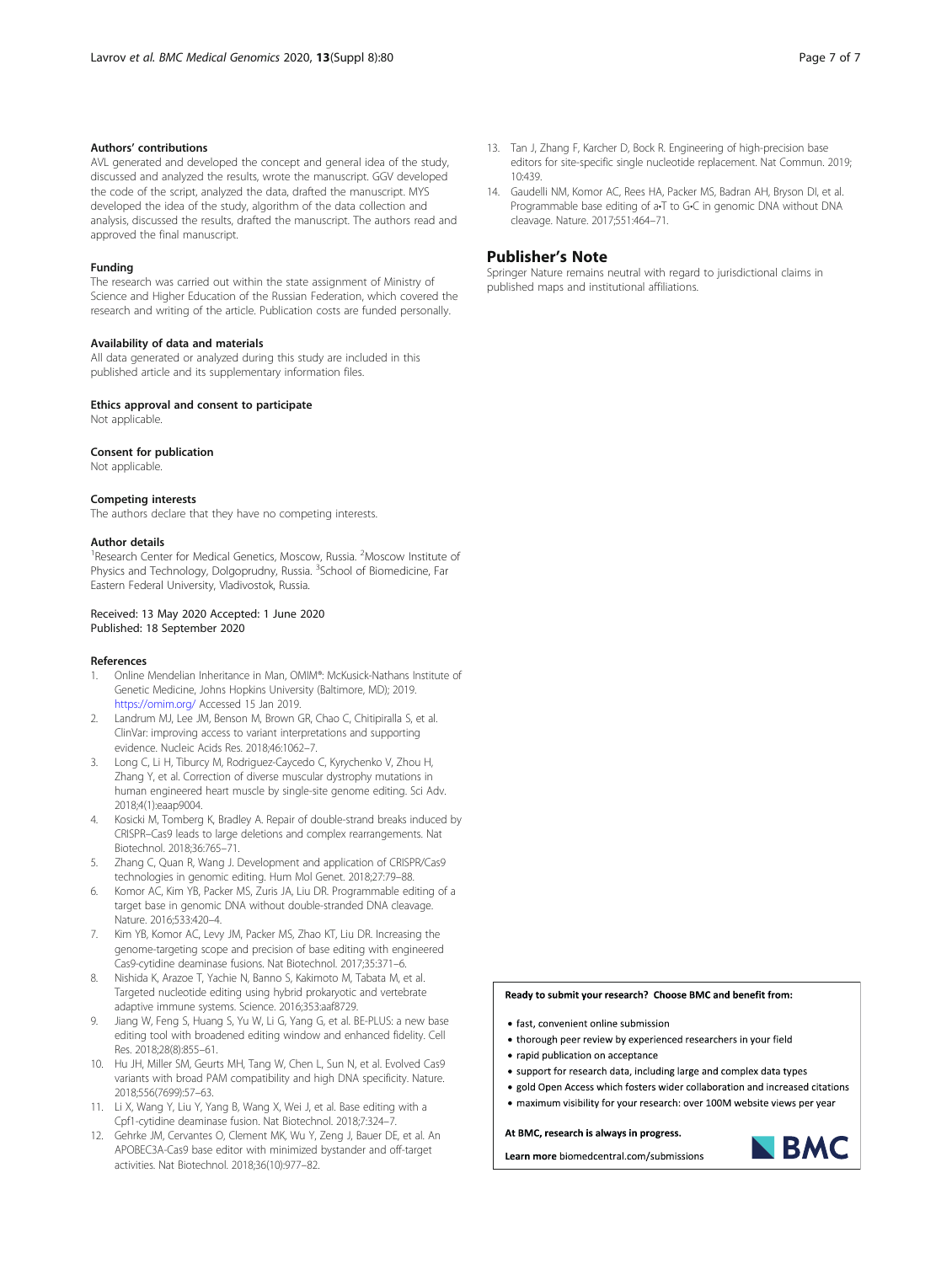### Authors' contributions

AVL generated and developed the concept and general idea of the study, discussed and analyzed the results, wrote the manuscript. GGV developed the code of the script, analyzed the data, drafted the manuscript. MYS developed the idea of the study, algorithm of the data collection and analysis, discussed the results, drafted the manuscript. The authors read and approved the final manuscript.

### Funding

The research was carried out within the state assignment of Ministry of Science and Higher Education of the Russian Federation, which covered the research and writing of the article. Publication costs are funded personally.

### Availability of data and materials

All data generated or analyzed during this study are included in this published article and its supplementary information files.

### Ethics approval and consent to participate

Not applicable.

### Consent for publication

Not applicable.

### Competing interests

The authors declare that they have no competing interests.

### Author details

[1]Research Center for Medical Genetics, Moscow, Russia. [2]Moscow Institute of Physics and Technology, Dolgoprudny, Russia. [3]School of Biomedicine, Far Eastern Federal University, Vladivostok, Russia.

Received: 13 May 2020 Accepted: 1 June 2020
Published: 18 September 2020

### References

1. Online Mendelian Inheritance in Man, OMIM®: McKusick-Nathans Institute of Genetic Medicine, Johns Hopkins University (Baltimore, MD); 2019. https://omim.org/ Accessed 15 Jan 2019.
2. Landrum MJ, Lee JM, Benson M, Brown GR, Chao C, Chitipiralla S, et al. ClinVar: improving access to variant interpretations and supporting evidence. Nucleic Acids Res. 2018;46:1062–7.
3. Long C, Li H, Tiburcy M, Rodriguez-Caycedo C, Kyrychenko V, Zhou H, Zhang Y, et al. Correction of diverse muscular dystrophy mutations in human engineered heart muscle by single-site genome editing. Sci Adv. 2018;4(1):eaap9004.
4. Kosicki M, Tomberg K, Bradley A. Repair of double-strand breaks induced by CRISPR–Cas9 leads to large deletions and complex rearrangements. Nat Biotechnol. 2018;36:765–71.
5. Zhang C, Quan R, Wang J. Development and application of CRISPR/Cas9 technologies in genomic editing. Hum Mol Genet. 2018;27:79–88.
6. Komor AC, Kim YB, Packer MS, Zuris JA, Liu DR. Programmable editing of a target base in genomic DNA without double-stranded DNA cleavage. Nature. 2016;533:420–4.
7. Kim YB, Komor AC, Levy JM, Packer MS, Zhao KT, Liu DR. Increasing the genome-targeting scope and precision of base editing with engineered Cas9-cytidine deaminase fusions. Nat Biotechnol. 2017;35:371–6.
8. Nishida K, Arazoe T, Yachie N, Banno S, Kakimoto M, Tabata M, et al. Targeted nucleotide editing using hybrid prokaryotic and vertebrate adaptive immune systems. Science. 2016;353:aaf8729.
9. Jiang W, Feng S, Huang S, Yu W, Li G, Yang G, et al. BE-PLUS: a new base editing tool with broadened editing window and enhanced fidelity. Cell Res. 2018;28(8):855–61.
10. Hu JH, Miller SM, Geurts MH, Tang W, Chen L, Sun N, et al. Evolved Cas9 variants with broad PAM compatibility and high DNA specificity. Nature. 2018;556(7699):57–63.
11. Li X, Wang Y, Liu Y, Yang B, Wang X, Wei J, et al. Base editing with a Cpf1-cytidine deaminase fusion. Nat Biotechnol. 2018;7:324–7.
12. Gehrke JM, Cervantes O, Clement MK, Wu Y, Zeng J, Bauer DE, et al. An APOBEC3A-Cas9 base editor with minimized bystander and off-target activities. Nat Biotechnol. 2018;36(10):977–82.
13. Tan J, Zhang F, Karcher D, Bock R. Engineering of high-precision base editors for site-specific single nucleotide replacement. Nat Commun. 2019; 10:439.
14. Gaudelli NM, Komor AC, Rees HA, Packer MS, Badran AH, Bryson DI, et al. Programmable base editing of a•T to G•C in genomic DNA without DNA cleavage. Nature. 2017;551:464–71.

## Publisher's Note

Springer Nature remains neutral with regard to jurisdictional claims in published maps and institutional affiliations.

**Ready to submit your research? Choose BMC and benefit from:**

- fast, convenient online submission
- thorough peer review by experienced researchers in your field
- rapid publication on acceptance
- support for research data, including large and complex data types
- gold Open Access which fosters wider collaboration and increased citations
- maximum visibility for your research: over 100M website views per year

**At BMC, research is always in progress.**

**Learn more** biomedcentral.com/submissions

BMC